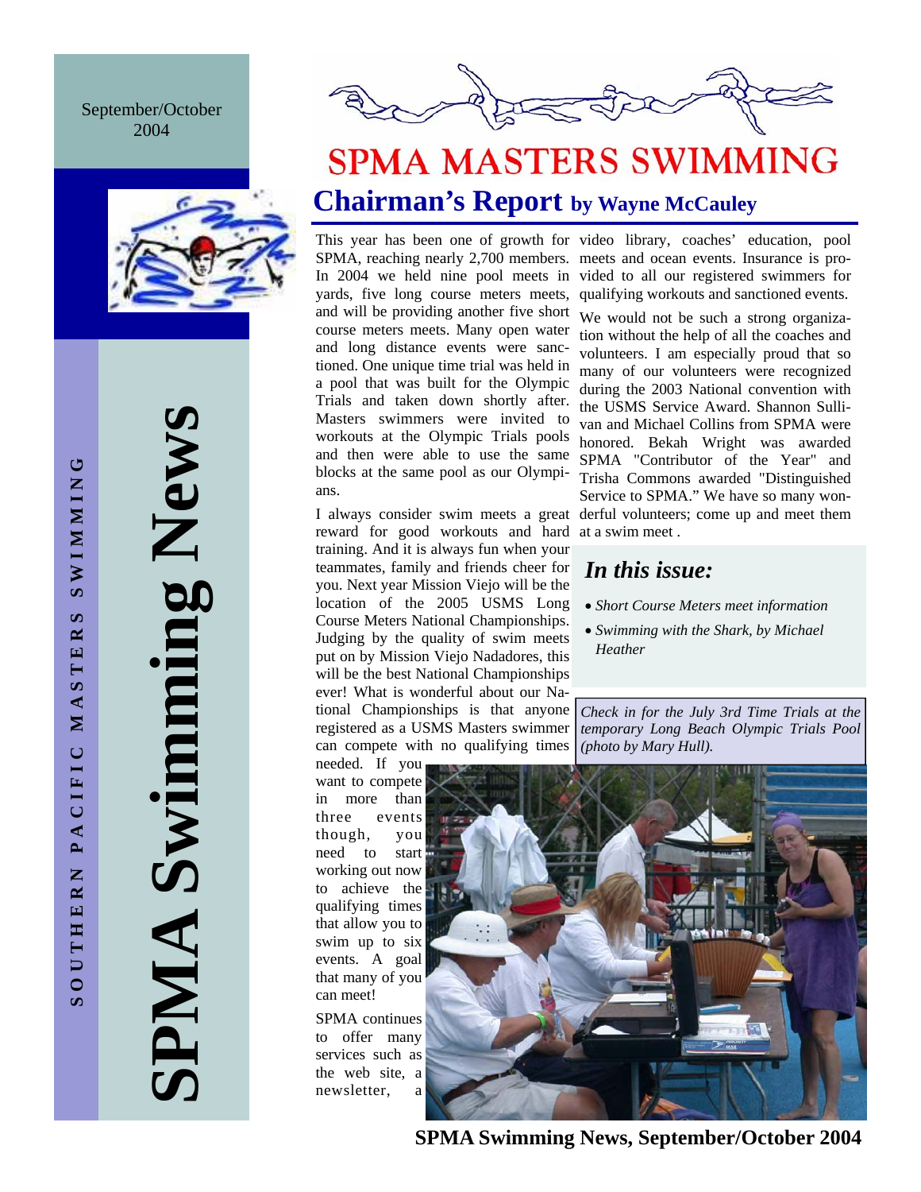September/October 2004

SOUTHERN PACIFIC MASTERS SWIMMING

# SPMA Swimming News

# SPMA MASTERS SWIMMING

## Chairman's Report by Wayne McCauley

This year has been one of growth for SPMA, reaching nearly 2,700 members. In 2004 we held nine pool meets in yards, five long course meters meets, and will be providing another five short course meters meets. Many open water and long distance events were sanctioned. One unique time trial was held in a pool that was built for the Olympic Trials and taken down shortly after. Masters swimmers were invited to workouts at the Olympic Trials pools and then were able to use the same blocks at the same pool as our Olympians.

I always consider swim meets a great reward for good workouts and hard training. And it is always fun when your teammates, family and friends cheer for you. Next year Mission Viejo will be the location of the 2005 USMS Long Course Meters National Championships. Judging by the quality of swim meets put on by Mission Viejo Nadadores, this will be the best National Championships ever! What is wonderful about our National Championships is that anyone registered as a USMS Masters swimmer can compete with no qualifying times needed. If you want to compete in more than three events though, you need to start working out now to achieve the qualifying times that allow you to swim up to six events. A goal that many of you can meet!

SPMA continues to offer many services such as the web site, a newsletter, a video library, coaches' education, pool meets and ocean events. Insurance is provided to all our registered swimmers for qualifying workouts and sanctioned events.

We would not be such a strong organization without the help of all the coaches and volunteers. I am especially proud that so many of our volunteers were recognized during the 2003 National convention with the USMS Service Award. Shannon Sullivan and Michael Collins from SPMA were honored. Bekah Wright was awarded SPMA "Contributor of the Year" and Trisha Commons awarded "Distinguished Service to SPMA." We have so many wonderful volunteers; come up and meet them at a swim meet .

### *In this issue:*

- *Short Course Meters meet information*
- *Swimming with the Shark, by Michael Heather*

*Check in for the July 3rd Time Trials at the temporary Long Beach Olympic Trials Pool (photo by Mary Hull).*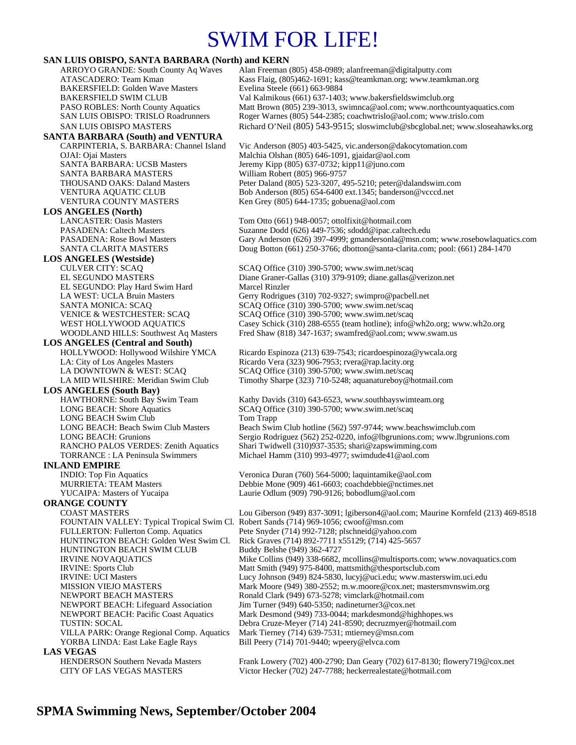# SWIM FOR LIFE!

## SAN LUIS OBISPO, SANTA BARBARA (North) and KERN

| Club | Contact |
|---|---|
| ARROYO GRANDE: South County Aq Waves | Alan Freeman (805) 458-0989; alanfreeman@digitalputty.com |
| ATASCADERO: Team Kman | Kass Flaig, (805)462-1691; kass@teamkman.org; www.teamkman.org |
| BAKERSFIELD: Golden Wave Masters | Evelina Steele (661) 663-9884 |
| BAKERSFIELD SWIM CLUB | Val Kalmikous (661) 637-1403; www.bakersfieldswimclub.org |
| PASO ROBLES: North County Aquatics | Matt Brown (805) 239-3013, swimnca@aol.com; www.northcountyaquatics.com |
| SAN LUIS OBISPO: TRISLO Roadrunners | Roger Warnes (805) 544-2385; coachwtrislo@aol.com; www.trislo.com |
| SAN LUIS OBISPO MASTERS | Richard O'Neil (805) 543-9515; sloswimclub@sbcglobal.net; www.sloseahawks.org |

## SANTA BARBARA (South) and VENTURA

| Club | Contact |
|---|---|
| CARPINTERIA, S. BARBARA: Channel Island | Vic Anderson (805) 403-5425, vic.anderson@dakocytomation.com |
| OJAI: Ojai Masters | Malchia Olshan (805) 646-1091, gjaidar@aol.com |
| SANTA BARBARA: UCSB Masters | Jeremy Kipp (805) 637-0732; kipp11@juno.com |
| SANTA BARBARA MASTERS | William Robert (805) 966-9757 |
| THOUSAND OAKS: Daland Masters | Peter Daland (805) 523-3207, 495-5210; peter@dalandswim.com |
| VENTURA AQUATIC CLUB | Bob Anderson (805) 654-6400 ext.1345; banderson@vcccd.net |
| VENTURA COUNTY MASTERS | Ken Grey (805) 644-1735; gobuena@aol.com |

## LOS ANGELES (North)

| Club | Contact |
|---|---|
| LANCASTER: Oasis Masters | Tom Otto (661) 948-0057; ottolfixit@hotmail.com |
| PASADENA: Caltech Masters | Suzanne Dodd (626) 449-7536; sdodd@ipac.caltech.edu |
| PASADENA: Rose Bowl Masters | Gary Anderson (626) 397-4999; gmandersonla@msn.com; www.rosebowlaquatics.com |
| SANTA CLARITA MASTERS | Doug Botton (661) 250-3766; dbotton@santa-clarita.com; pool: (661) 284-1470 |

## LOS ANGELES (Westside)

| Club | Contact |
|---|---|
| CULVER CITY: SCAQ | SCAQ Office (310) 390-5700; www.swim.net/scaq |
| EL SEGUNDO MASTERS | Diane Graner-Gallas (310) 379-9109; diane.gallas@verizon.net |
| EL SEGUNDO: Play Hard Swim Hard | Marcel Rinzler |
| LA WEST: UCLA Bruin Masters | Gerry Rodrigues (310) 702-9327; swimpro@pacbell.net |
| SANTA MONICA: SCAQ | SCAQ Office (310) 390-5700; www.swim.net/scaq |
| VENICE & WESTCHESTER: SCAQ | SCAQ Office (310) 390-5700; www.swim.net/scaq |
| WEST HOLLYWOOD AQUATICS | Casey Schick (310) 288-6555 (team hotline); info@wh2o.org; www.wh2o.org |
| WOODLAND HILLS: Southwest Aq Masters | Fred Shaw (818) 347-1637; swamfred@aol.com; www.swam.us |

## LOS ANGELES (Central and South)

| Club | Contact |
|---|---|
| HOLLYWOOD: Hollywood Wilshire YMCA | Ricardo Espinoza (213) 639-7543; ricardoespinoza@ywcala.org |
| LA: City of Los Angeles Masters | Ricardo Vera (323) 906-7953; rvera@rap.lacity.org |
| LA DOWNTOWN & WEST: SCAQ | SCAQ Office (310) 390-5700; www.swim.net/scaq |
| LA MID WILSHIRE: Meridian Swim Club | Timothy Sharpe (323) 710-5248; aquanatureboy@hotmail.com |

## LOS ANGELES (South Bay)

| Club | Contact |
|---|---|
| HAWTHORNE: South Bay Swim Team | Kathy Davids (310) 643-6523, www.southbayswimteam.org |
| LONG BEACH: Shore Aquatics | SCAQ Office (310) 390-5700; www.swim.net/scaq |
| LONG BEACH Swim Club | Tom Trapp |
| LONG BEACH: Beach Swim Club Masters | Beach Swim Club hotline (562) 597-9744; www.beachswimclub.com |
| LONG BEACH: Grunions | Sergio Rodriguez (562) 252-0220, info@lbgrunions.com; www.lbgrunions.com |
| RANCHO PALOS VERDES: Zenith Aquatics | Shari Twidwell (310)937-3535; shari@zapswimming.com |
| TORRANCE : LA Peninsula Swimmers | Michael Hamm (310) 993-4977; swimdude41@aol.com |

## INLAND EMPIRE

| Club | Contact |
|---|---|
| INDIO: Top Fin Aquatics | Veronica Duran (760) 564-5000; laquintamike@aol.com |
| MURRIETA: TEAM Masters | Debbie Mone (909) 461-6603; coachdebbie@nctimes.net |
| YUCAIPA: Masters of Yucaipa | Laurie Odlum (909) 790-9126; bobodlum@aol.com |

## ORANGE COUNTY

| Club | Contact |
|---|---|
| COAST MASTERS | Lou Giberson (949) 837-3091; lgiberson4@aol.com; Maurine Kornfeld (213) 469-8518 |
| FOUNTAIN VALLEY: Typical Tropical Swim Cl. | Robert Sands (714) 969-1056; cwoof@msn.com |
| FULLERTON: Fullerton Comp. Aquatics | Pete Snyder (714) 992-7128; plschneid@yahoo.com |
| HUNTINGTON BEACH: Golden West Swim Cl. | Rick Graves (714) 892-7711 x55129; (714) 425-5657 |
| HUNTINGTON BEACH SWIM CLUB | Buddy Belshe (949) 362-4727 |
| IRVINE NOVAQUATICS | Mike Collins (949) 338-6682, mcollins@multisports.com; www.novaquatics.com |
| IRVINE: Sports Club | Matt Smith (949) 975-8400, mattsmith@thesportsclub.com |
| IRVINE: UCI Masters | Lucy Johnson (949) 824-5830, lucyj@uci.edu; www.masterswim.uci.edu |
| MISSION VIEJO MASTERS | Mark Moore (949) 380-2552; m.w.moore@cox.net; mastersmvnswim.org |
| NEWPORT BEACH MASTERS | Ronald Clark (949) 673-5278; vimclark@hotmail.com |
| NEWPORT BEACH: Lifeguard Association | Jim Turner (949) 640-5350; nadineturner3@cox.net |
| NEWPORT BEACH: Pacific Coast Aquatics | Mark Desmond (949) 733-0044; markdesmond@highhopes.ws |
| TUSTIN: SOCAL | Debra Cruze-Meyer (714) 241-8590; decruzmyer@hotmail.com |
| VILLA PARK: Orange Regional Comp. Aquatics | Mark Tierney (714) 639-7531; mtierney@msn.com |
| YORBA LINDA: East Lake Eagle Rays | Bill Peery (714) 701-9440; wpeery@elvca.com |

## LAS VEGAS

| Club | Contact |
|---|---|
| HENDERSON Southern Nevada Masters | Frank Lowery (702) 400-2790; Dan Geary (702) 617-8130; flowery719@cox.net |
| CITY OF LAS VEGAS MASTERS | Victor Hecker (702) 247-7788; heckerrealestate@hotmail.com |

**SPMA Swimming News, September/October 2004**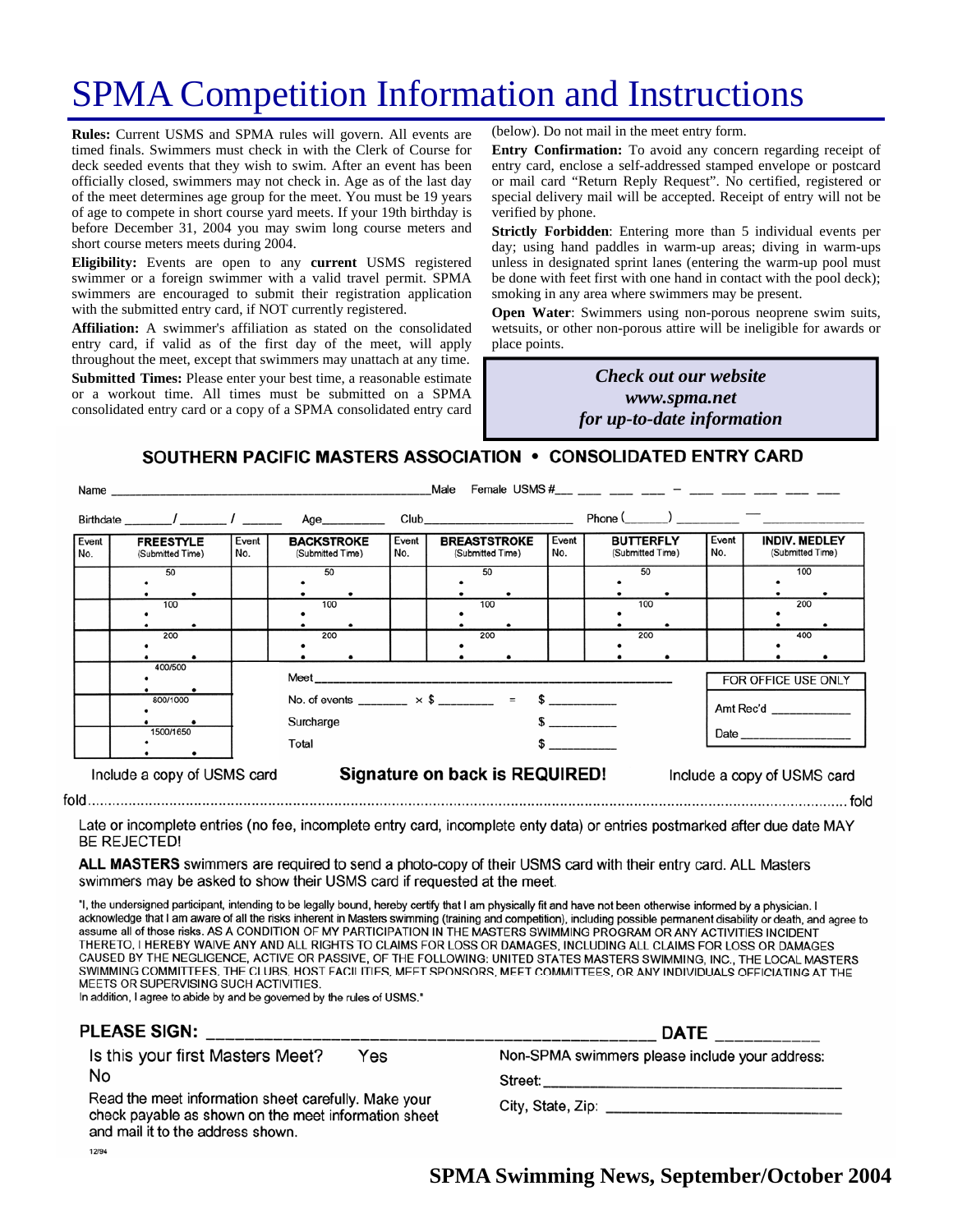# SPMA Competition Information and Instructions

**Rules:** Current USMS and SPMA rules will govern. All events are timed finals. Swimmers must check in with the Clerk of Course for deck seeded events that they wish to swim. After an event has been officially closed, swimmers may not check in. Age as of the last day of the meet determines age group for the meet. You must be 19 years of age to compete in short course yard meets. If your 19th birthday is before December 31, 2004 you may swim long course meters and short course meters meets during 2004.

**Eligibility:** Events are open to any **current** USMS registered swimmer or a foreign swimmer with a valid travel permit. SPMA swimmers are encouraged to submit their registration application with the submitted entry card, if NOT currently registered.

**Affiliation:** A swimmer's affiliation as stated on the consolidated entry card, if valid as of the first day of the meet, will apply throughout the meet, except that swimmers may unattach at any time.

**Submitted Times:** Please enter your best time, a reasonable estimate or a workout time. All times must be submitted on a SPMA consolidated entry card or a copy of a SPMA consolidated entry card (below). Do not mail in the meet entry form.

**Entry Confirmation:** To avoid any concern regarding receipt of entry card, enclose a self-addressed stamped envelope or postcard or mail card "Return Reply Request". No certified, registered or special delivery mail will be accepted. Receipt of entry will not be verified by phone.

**Strictly Forbidden**: Entering more than 5 individual events per day; using hand paddles in warm-up areas; diving in warm-ups unless in designated sprint lanes (entering the warm-up pool must be done with feet first with one hand in contact with the pool deck); smoking in any area where swimmers may be present.

**Open Water**: Swimmers using non-porous neoprene swim suits, wetsuits, or other non-porous attire will be ineligible for awards or place points.

***Check out our website***
***www.spma.net***
***for up-to-date information***

## SOUTHERN PACIFIC MASTERS ASSOCIATION • CONSOLIDATED ENTRY CARD

Name ____________________________ Male Female USMS #___ ___ ___ ___ – ___ ___ ___ ___ ___

Birthdate _______/_______/______ Age_________ Club_____________________ Phone (______) _________ — _____________

| Event No. | FREESTYLE (Submitted Time) | Event No. | BACKSTROKE (Submitted Time) | Event No. | BREASTSTROKE (Submitted Time) | Event No. | BUTTERFLY (Submitted Time) | Event No. | INDIV. MEDLEY (Submitted Time) |
|---|---|---|---|---|---|---|---|---|---|
| | 50 | | 50 | | 50 | | 50 | | 100 |
| | 100 | | 100 | | 100 | | 100 | | 200 |
| | 200 | | 200 | | 200 | | 200 | | 400 |
| | 400/500 | | | | | | | | |
| | 800/1000 | | | | | | | | |
| | 1500/1650 | | | | | | | | |

Meet ____________________________________________

No. of events _______ × $ ________ = $ __________

Surcharge $ __________

Total $ __________

FOR OFFICE USE ONLY

Amt Rec'd ____________

Date ________________

Include a copy of USMS card **Signature on back is REQUIRED!** Include a copy of USMS card

fold.............................................................................................................fold

Late or incomplete entries (no fee, incomplete entry card, incomplete enty data) or entries postmarked after due date MAY BE REJECTED!

**ALL MASTERS** swimmers are required to send a photo-copy of their USMS card with their entry card. ALL Masters swimmers may be asked to show their USMS card if requested at the meet.

"I, the undersigned participant, intending to be legally bound, hereby certify that I am physically fit and have not been otherwise informed by a physician. I acknowledge that I am aware of all the risks inherent in Masters swimming (training and competition), including possible permanent disability or death, and agree to assume all of those risks. AS A CONDITION OF MY PARTICIPATION IN THE MASTERS SWIMMING PROGRAM OR ANY ACTIVITIES INCIDENT THERETO, I HEREBY WAIVE ANY AND ALL RIGHTS TO CLAIMS FOR LOSS OR DAMAGES, INCLUDING ALL CLAIMS FOR LOSS OR DAMAGES CAUSED BY THE NEGLIGENCE, ACTIVE OR PASSIVE, OF THE FOLLOWING: UNITED STATES MASTERS SWIMMING, INC., THE LOCAL MASTERS SWIMMING COMMITTEES, THE CLUBS, HOST FACILITIES, MEET SPONSORS, MEET COMMITTEES, OR ANY INDIVIDUALS OFFICIATING AT THE MEETS OR SUPERVISING SUCH ACTIVITIES.
In addition, I agree to abide by and be governed by the rules of USMS."

**PLEASE SIGN:** ____________________________________ **DATE** ___________

Is this your first Masters Meet? Yes No

Read the meet information sheet carefully. Make your check payable as shown on the meet information sheet and mail it to the address shown.

Non-SPMA swimmers please include your address:

Street: ______________________________

City, State, Zip: ______________________

12/94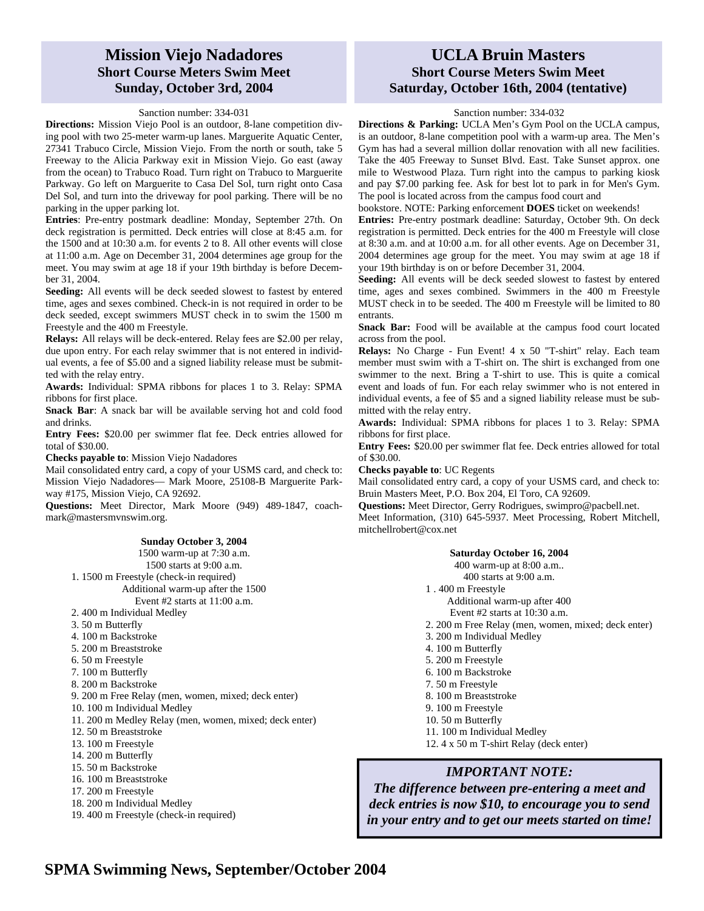## Mission Viejo Nadadores
### Short Course Meters Swim Meet
### Sunday, October 3rd, 2004

Sanction number: 334-031

**Directions:** Mission Viejo Pool is an outdoor, 8-lane competition diving pool with two 25-meter warm-up lanes. Marguerite Aquatic Center, 27341 Trabuco Circle, Mission Viejo. From the north or south, take 5 Freeway to the Alicia Parkway exit in Mission Viejo. Go east (away from the ocean) to Trabuco Road. Turn right on Trabuco to Marguerite Parkway. Go left on Marguerite to Casa Del Sol, turn right onto Casa Del Sol, and turn into the driveway for pool parking. There will be no parking in the upper parking lot.

**Entries**: Pre-entry postmark deadline: Monday, September 27th. On deck registration is permitted. Deck entries will close at 8:45 a.m. for the 1500 and at 10:30 a.m. for events 2 to 8. All other events will close at 11:00 a.m. Age on December 31, 2004 determines age group for the meet. You may swim at age 18 if your 19th birthday is before December 31, 2004.

**Seeding:** All events will be deck seeded slowest to fastest by entered time, ages and sexes combined. Check-in is not required in order to be deck seeded, except swimmers MUST check in to swim the 1500 m Freestyle and the 400 m Freestyle.

**Relays:** All relays will be deck-entered. Relay fees are $2.00 per relay, due upon entry. For each relay swimmer that is not entered in individual events, a fee of $5.00 and a signed liability release must be submitted with the relay entry.

**Awards:** Individual: SPMA ribbons for places 1 to 3. Relay: SPMA ribbons for first place.

**Snack Bar**: A snack bar will be available serving hot and cold food and drinks.

**Entry Fees:** $20.00 per swimmer flat fee. Deck entries allowed for total of $30.00.

**Checks payable to**: Mission Viejo Nadadores

Mail consolidated entry card, a copy of your USMS card, and check to: Mission Viejo Nadadores— Mark Moore, 25108-B Marguerite Parkway #175, Mission Viejo, CA 92692.

**Questions:** Meet Director, Mark Moore (949) 489-1847, coachmark@mastersmvnswim.org.

**Sunday October 3, 2004**

1500 warm-up at 7:30 a.m.
1500 starts at 9:00 a.m.

1. 1500 m Freestyle (check-in required)

Additional warm-up after the 1500
Event #2 starts at 11:00 a.m.

2. 400 m Individual Medley
3. 50 m Butterfly
4. 100 m Backstroke
5. 200 m Breaststroke
6. 50 m Freestyle
7. 100 m Butterfly
8. 200 m Backstroke
9. 200 m Free Relay (men, women, mixed; deck enter)
10. 100 m Individual Medley
11. 200 m Medley Relay (men, women, mixed; deck enter)
12. 50 m Breaststroke
13. 100 m Freestyle
14. 200 m Butterfly
15. 50 m Backstroke
16. 100 m Breaststroke
17. 200 m Freestyle
18. 200 m Individual Medley
19. 400 m Freestyle (check-in required)

## UCLA Bruin Masters
### Short Course Meters Swim Meet
### Saturday, October 16th, 2004 (tentative)

Sanction number: 334-032

**Directions & Parking:** UCLA Men's Gym Pool on the UCLA campus, is an outdoor, 8-lane competition pool with a warm-up area. The Men's Gym has had a several million dollar renovation with all new facilities. Take the 405 Freeway to Sunset Blvd. East. Take Sunset approx. one mile to Westwood Plaza. Turn right into the campus to parking kiosk and pay $7.00 parking fee. Ask for best lot to park in for Men's Gym. The pool is located across from the campus food court and bookstore. NOTE: Parking enforcement **DOES** ticket on weekends!

**Entries:** Pre-entry postmark deadline: Saturday, October 9th. On deck registration is permitted. Deck entries for the 400 m Freestyle will close at 8:30 a.m. and at 10:00 a.m. for all other events. Age on December 31, 2004 determines age group for the meet. You may swim at age 18 if your 19th birthday is on or before December 31, 2004.

**Seeding:** All events will be deck seeded slowest to fastest by entered time, ages and sexes combined. Swimmers in the 400 m Freestyle MUST check in to be seeded. The 400 m Freestyle will be limited to 80 entrants.

**Snack Bar:** Food will be available at the campus food court located across from the pool.

**Relays:** No Charge - Fun Event! 4 x 50 "T-shirt" relay. Each team member must swim with a T-shirt on. The shirt is exchanged from one swimmer to the next. Bring a T-shirt to use. This is quite a comical event and loads of fun. For each relay swimmer who is not entered in individual events, a fee of $5 and a signed liability release must be submitted with the relay entry.

**Awards:** Individual: SPMA ribbons for places 1 to 3. Relay: SPMA ribbons for first place.

**Entry Fees:** $20.00 per swimmer flat fee. Deck entries allowed for total of $30.00.

**Checks payable to**: UC Regents

Mail consolidated entry card, a copy of your USMS card, and check to: Bruin Masters Meet, P.O. Box 204, El Toro, CA 92609.

**Questions:** Meet Director, Gerry Rodrigues, swimpro@pacbell.net. Meet Information, (310) 645-5937. Meet Processing, Robert Mitchell, mitchellrobert@cox.net

**Saturday October 16, 2004**

400 warm-up at 8:00 a.m..
400 starts at 9:00 a.m.

1. 400 m Freestyle

Additional warm-up after 400
Event #2 starts at 10:30 a.m.

2. 200 m Free Relay (men, women, mixed; deck enter)
3. 200 m Individual Medley
4. 100 m Butterfly
5. 200 m Freestyle
6. 100 m Backstroke
7. 50 m Freestyle
8. 100 m Breaststroke
9. 100 m Freestyle
10. 50 m Butterfly
11. 100 m Individual Medley
12. 4 x 50 m T-shirt Relay (deck enter)

***IMPORTANT NOTE:***

***The difference between pre-entering a meet and deck entries is now $10, to encourage you to send in your entry and to get our meets started on time!***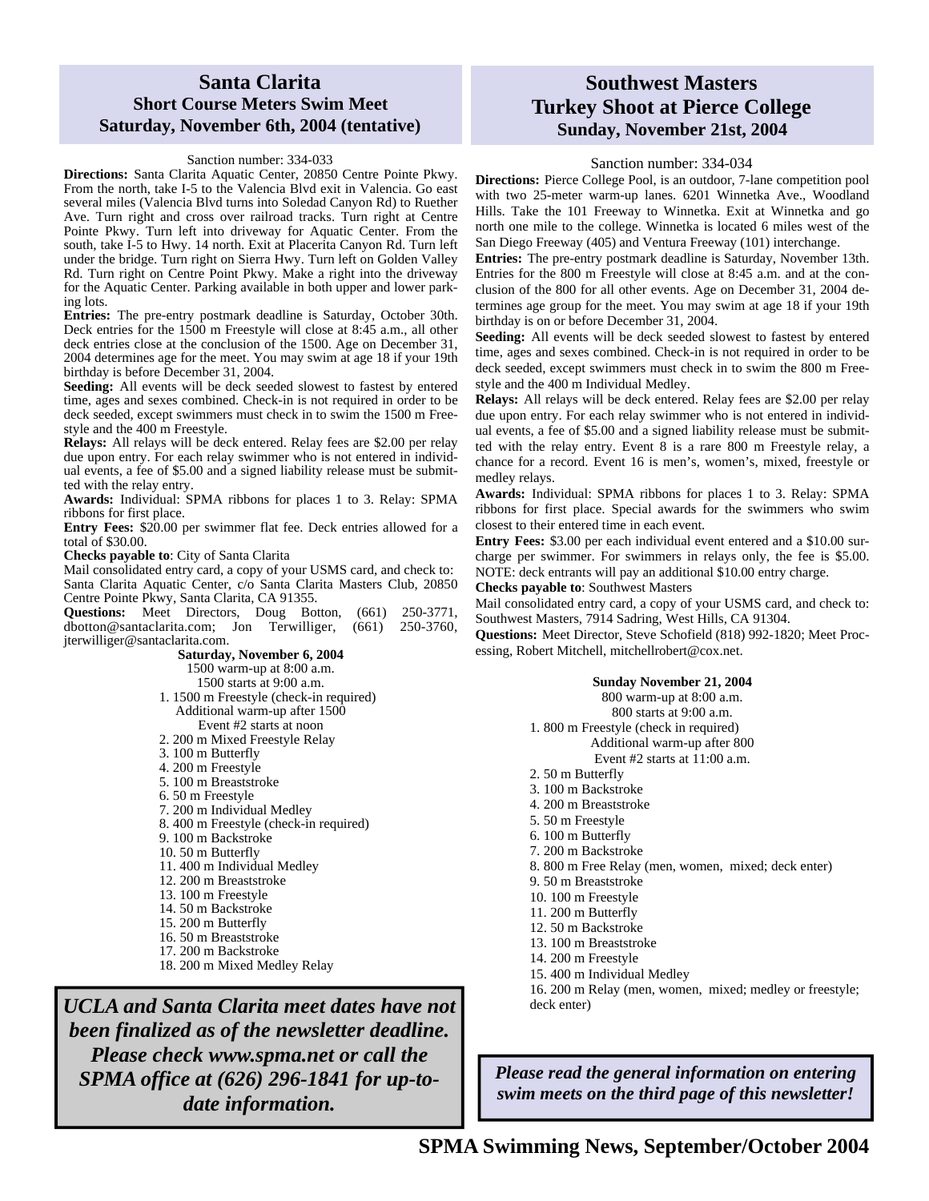## Santa Clarita

### Short Course Meters Swim Meet

### Saturday, November 6th, 2004 (tentative)

Sanction number: 334-033

**Directions:** Santa Clarita Aquatic Center, 20850 Centre Pointe Pkwy. From the north, take I-5 to the Valencia Blvd exit in Valencia. Go east several miles (Valencia Blvd turns into Soledad Canyon Rd) to Ruether Ave. Turn right and cross over railroad tracks. Turn right at Centre Pointe Pkwy. Turn left into driveway for Aquatic Center. From the south, take I-5 to Hwy. 14 north. Exit at Placerita Canyon Rd. Turn left under the bridge. Turn right on Sierra Hwy. Turn left on Golden Valley Rd. Turn right on Centre Point Pkwy. Make a right into the driveway for the Aquatic Center. Parking available in both upper and lower parking lots.

**Entries:** The pre-entry postmark deadline is Saturday, October 30th. Deck entries for the 1500 m Freestyle will close at 8:45 a.m., all other deck entries close at the conclusion of the 1500. Age on December 31, 2004 determines age for the meet. You may swim at age 18 if your 19th birthday is before December 31, 2004.

**Seeding:** All events will be deck seeded slowest to fastest by entered time, ages and sexes combined. Check-in is not required in order to be deck seeded, except swimmers must check in to swim the 1500 m Freestyle and the 400 m Freestyle.

**Relays:** All relays will be deck entered. Relay fees are $2.00 per relay due upon entry. For each relay swimmer who is not entered in individual events, a fee of $5.00 and a signed liability release must be submitted with the relay entry.

**Awards:** Individual: SPMA ribbons for places 1 to 3. Relay: SPMA ribbons for first place.

**Entry Fees:** $20.00 per swimmer flat fee. Deck entries allowed for a total of $30.00.

**Checks payable to**: City of Santa Clarita

Mail consolidated entry card, a copy of your USMS card, and check to: Santa Clarita Aquatic Center, c/o Santa Clarita Masters Club, 20850 Centre Pointe Pkwy, Santa Clarita, CA 91355.

**Questions:** Meet Directors, Doug Botton, (661) 250-3771, dbotton@santaclarita.com; Jon Terwilliger, (661) 250-3760, jterwilliger@santaclarita.com.

**Saturday, November 6, 2004**

1500 warm-up at 8:00 a.m.
1500 starts at 9:00 a.m.

1. 1500 m Freestyle (check-in required)
   Additional warm-up after 1500
   Event #2 starts at noon
2. 200 m Mixed Freestyle Relay
3. 100 m Butterfly
4. 200 m Freestyle
5. 100 m Breaststroke
6. 50 m Freestyle
7. 200 m Individual Medley
8. 400 m Freestyle (check-in required)
9. 100 m Backstroke
10. 50 m Butterfly
11. 400 m Individual Medley
12. 200 m Breaststroke
13. 100 m Freestyle
14. 50 m Backstroke
15. 200 m Butterfly
16. 50 m Breaststroke
17. 200 m Backstroke
18. 200 m Mixed Medley Relay

***UCLA and Santa Clarita meet dates have not been finalized as of the newsletter deadline. Please check www.spma.net or call the SPMA office at (626) 296-1841 for up-to-date information.***

## Southwest Masters Turkey Shoot at Pierce College

### Sunday, November 21st, 2004

Sanction number: 334-034

**Directions:** Pierce College Pool, is an outdoor, 7-lane competition pool with two 25-meter warm-up lanes. 6201 Winnetka Ave., Woodland Hills. Take the 101 Freeway to Winnetka. Exit at Winnetka and go north one mile to the college. Winnetka is located 6 miles west of the San Diego Freeway (405) and Ventura Freeway (101) interchange.

**Entries:** The pre-entry postmark deadline is Saturday, November 13th. Entries for the 800 m Freestyle will close at 8:45 a.m. and at the conclusion of the 800 for all other events. Age on December 31, 2004 determines age group for the meet. You may swim at age 18 if your 19th birthday is on or before December 31, 2004.

**Seeding:** All events will be deck seeded slowest to fastest by entered time, ages and sexes combined. Check-in is not required in order to be deck seeded, except swimmers must check in to swim the 800 m Freestyle and the 400 m Individual Medley.

**Relays:** All relays will be deck entered. Relay fees are $2.00 per relay due upon entry. For each relay swimmer who is not entered in individual events, a fee of $5.00 and a signed liability release must be submitted with the relay entry. Event 8 is a rare 800 m Freestyle relay, a chance for a record. Event 16 is men's, women's, mixed, freestyle or medley relays.

**Awards:** Individual: SPMA ribbons for places 1 to 3. Relay: SPMA ribbons for first place. Special awards for the swimmers who swim closest to their entered time in each event.

**Entry Fees:** $3.00 per each individual event entered and a $10.00 surcharge per swimmer. For swimmers in relays only, the fee is $5.00. NOTE: deck entrants will pay an additional $10.00 entry charge.

**Checks payable to**: Southwest Masters

Mail consolidated entry card, a copy of your USMS card, and check to: Southwest Masters, 7914 Sadring, West Hills, CA 91304.

**Questions:** Meet Director, Steve Schofield (818) 992-1820; Meet Processing, Robert Mitchell, mitchellrobert@cox.net.

**Sunday November 21, 2004**

800 warm-up at 8:00 a.m.
800 starts at 9:00 a.m.

1. 800 m Freestyle (check in required)
   Additional warm-up after 800
   Event #2 starts at 11:00 a.m.
2. 50 m Butterfly
3. 100 m Backstroke
4. 200 m Breaststroke
5. 50 m Freestyle
6. 100 m Butterfly
7. 200 m Backstroke
8. 800 m Free Relay (men, women, mixed; deck enter)
9. 50 m Breaststroke
10. 100 m Freestyle
11. 200 m Butterfly
12. 50 m Backstroke
13. 100 m Breaststroke
14. 200 m Freestyle
15. 400 m Individual Medley
16. 200 m Relay (men, women, mixed; medley or freestyle; deck enter)

***Please read the general information on entering swim meets on the third page of this newsletter!***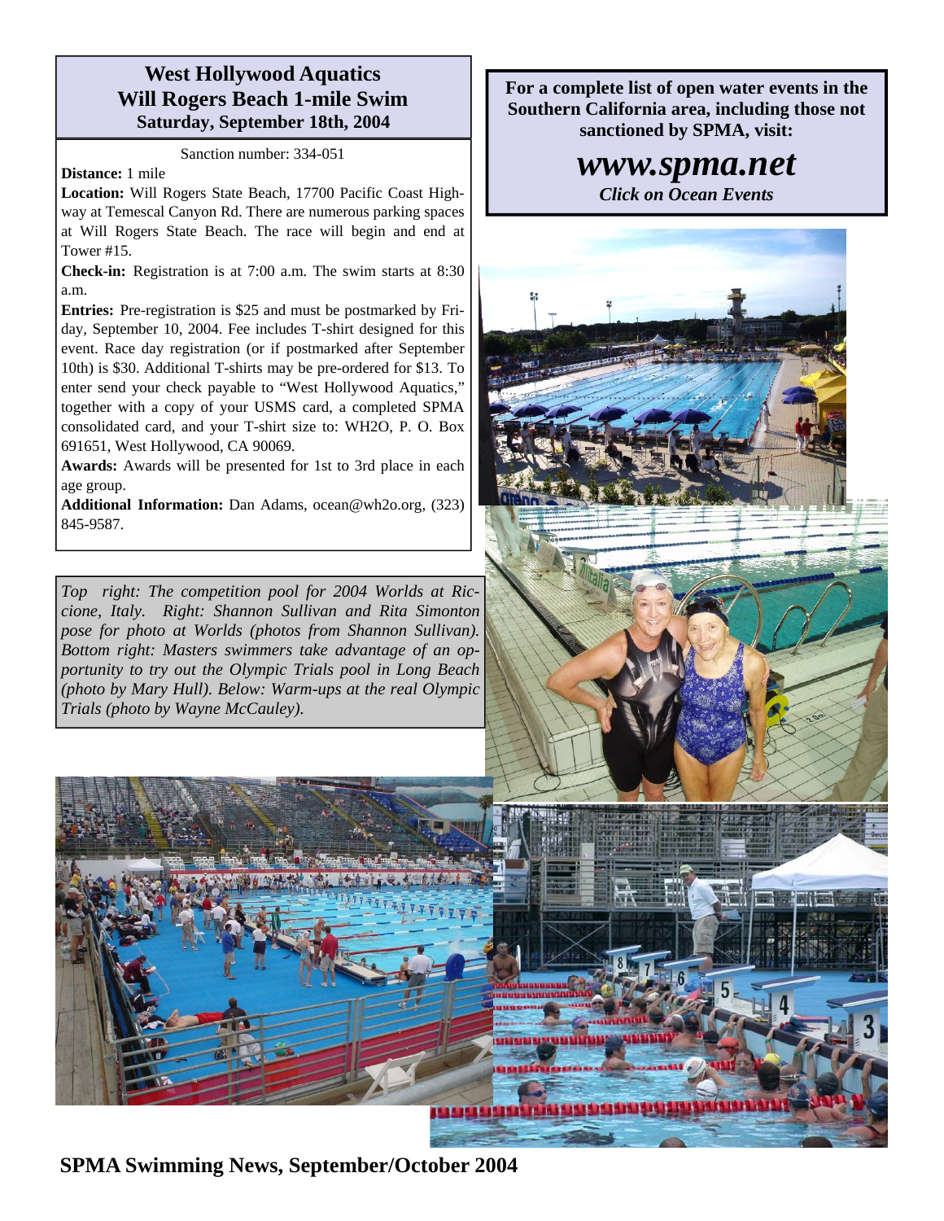## West Hollywood Aquatics Will Rogers Beach 1-mile Swim
### Saturday, September 18th, 2004

Sanction number: 334-051

**Distance:** 1 mile

**Location:** Will Rogers State Beach, 17700 Pacific Coast Highway at Temescal Canyon Rd. There are numerous parking spaces at Will Rogers State Beach. The race will begin and end at Tower #15.

**Check-in:** Registration is at 7:00 a.m. The swim starts at 8:30 a.m.

**Entries:** Pre-registration is $25 and must be postmarked by Friday, September 10, 2004. Fee includes T-shirt designed for this event. Race day registration (or if postmarked after September 10th) is $30. Additional T-shirts may be pre-ordered for $13. To enter send your check payable to "West Hollywood Aquatics," together with a copy of your USMS card, a completed SPMA consolidated card, and your T-shirt size to: WH2O, P. O. Box 691651, West Hollywood, CA 90069.

**Awards:** Awards will be presented for 1st to 3rd place in each age group.

**Additional Information:** Dan Adams, ocean@wh2o.org, (323) 845-9587.

*Top right: The competition pool for 2004 Worlds at Riccione, Italy. Right: Shannon Sullivan and Rita Simonton pose for photo at Worlds (photos from Shannon Sullivan). Bottom right: Masters swimmers take advantage of an opportunity to try out the Olympic Trials pool in Long Beach (photo by Mary Hull). Below: Warm-ups at the real Olympic Trials (photo by Wayne McCauley).*

**For a complete list of open water events in the Southern California area, including those not sanctioned by SPMA, visit:**

***www.spma.net***

***Click on Ocean Events***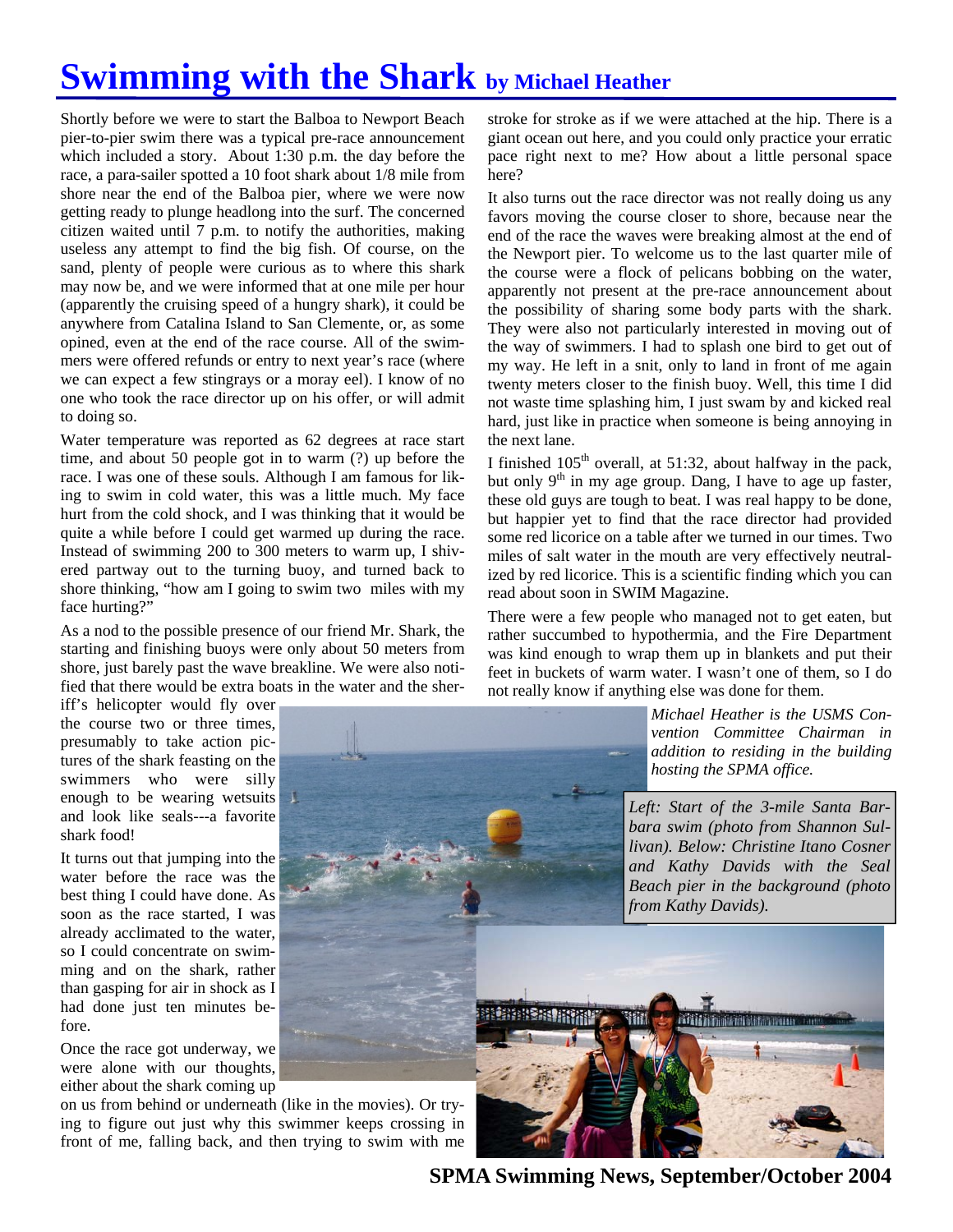# Swimming with the Shark by Michael Heather

Shortly before we were to start the Balboa to Newport Beach pier-to-pier swim there was a typical pre-race announcement which included a story. About 1:30 p.m. the day before the race, a para-sailer spotted a 10 foot shark about 1/8 mile from shore near the end of the Balboa pier, where we were now getting ready to plunge headlong into the surf. The concerned citizen waited until 7 p.m. to notify the authorities, making useless any attempt to find the big fish. Of course, on the sand, plenty of people were curious as to where this shark may now be, and we were informed that at one mile per hour (apparently the cruising speed of a hungry shark), it could be anywhere from Catalina Island to San Clemente, or, as some opined, even at the end of the race course. All of the swimmers were offered refunds or entry to next year's race (where we can expect a few stingrays or a moray eel). I know of no one who took the race director up on his offer, or will admit to doing so.

Water temperature was reported as 62 degrees at race start time, and about 50 people got in to warm (?) up before the race. I was one of these souls. Although I am famous for liking to swim in cold water, this was a little much. My face hurt from the cold shock, and I was thinking that it would be quite a while before I could get warmed up during the race. Instead of swimming 200 to 300 meters to warm up, I shivered partway out to the turning buoy, and turned back to shore thinking, "how am I going to swim two miles with my face hurting?"

As a nod to the possible presence of our friend Mr. Shark, the starting and finishing buoys were only about 50 meters from shore, just barely past the wave breakline. We were also notified that there would be extra boats in the water and the sheriff's helicopter would fly over the course two or three times, presumably to take action pictures of the shark feasting on the swimmers who were silly enough to be wearing wetsuits and look like seals---a favorite shark food!

It turns out that jumping into the water before the race was the best thing I could have done. As soon as the race started, I was already acclimated to the water, so I could concentrate on swimming and on the shark, rather than gasping for air in shock as I had done just ten minutes before.

Once the race got underway, we were alone with our thoughts, either about the shark coming up on us from behind or underneath (like in the movies). Or trying to figure out just why this swimmer keeps crossing in front of me, falling back, and then trying to swim with me stroke for stroke as if we were attached at the hip. There is a giant ocean out here, and you could only practice your erratic pace right next to me? How about a little personal space here?

It also turns out the race director was not really doing us any favors moving the course closer to shore, because near the end of the race the waves were breaking almost at the end of the Newport pier. To welcome us to the last quarter mile of the course were a flock of pelicans bobbing on the water, apparently not present at the pre-race announcement about the possibility of sharing some body parts with the shark. They were also not particularly interested in moving out of the way of swimmers. I had to splash one bird to get out of my way. He left in a snit, only to land in front of me again twenty meters closer to the finish buoy. Well, this time I did not waste time splashing him, I just swam by and kicked real hard, just like in practice when someone is being annoying in the next lane.

I finished 105th overall, at 51:32, about halfway in the pack, but only 9th in my age group. Dang, I have to age up faster, these old guys are tough to beat. I was real happy to be done, but happier yet to find that the race director had provided some red licorice on a table after we turned in our times. Two miles of salt water in the mouth are very effectively neutralized by red licorice. This is a scientific finding which you can read about soon in SWIM Magazine.

There were a few people who managed not to get eaten, but rather succumbed to hypothermia, and the Fire Department was kind enough to wrap them up in blankets and put their feet in buckets of warm water. I wasn't one of them, so I do not really know if anything else was done for them.

*Michael Heather is the USMS Convention Committee Chairman in addition to residing in the building hosting the SPMA office.*

*Left: Start of the 3-mile Santa Barbara swim (photo from Shannon Sullivan). Below: Christine Itano Cosner and Kathy Davids with the Seal Beach pier in the background (photo from Kathy Davids).*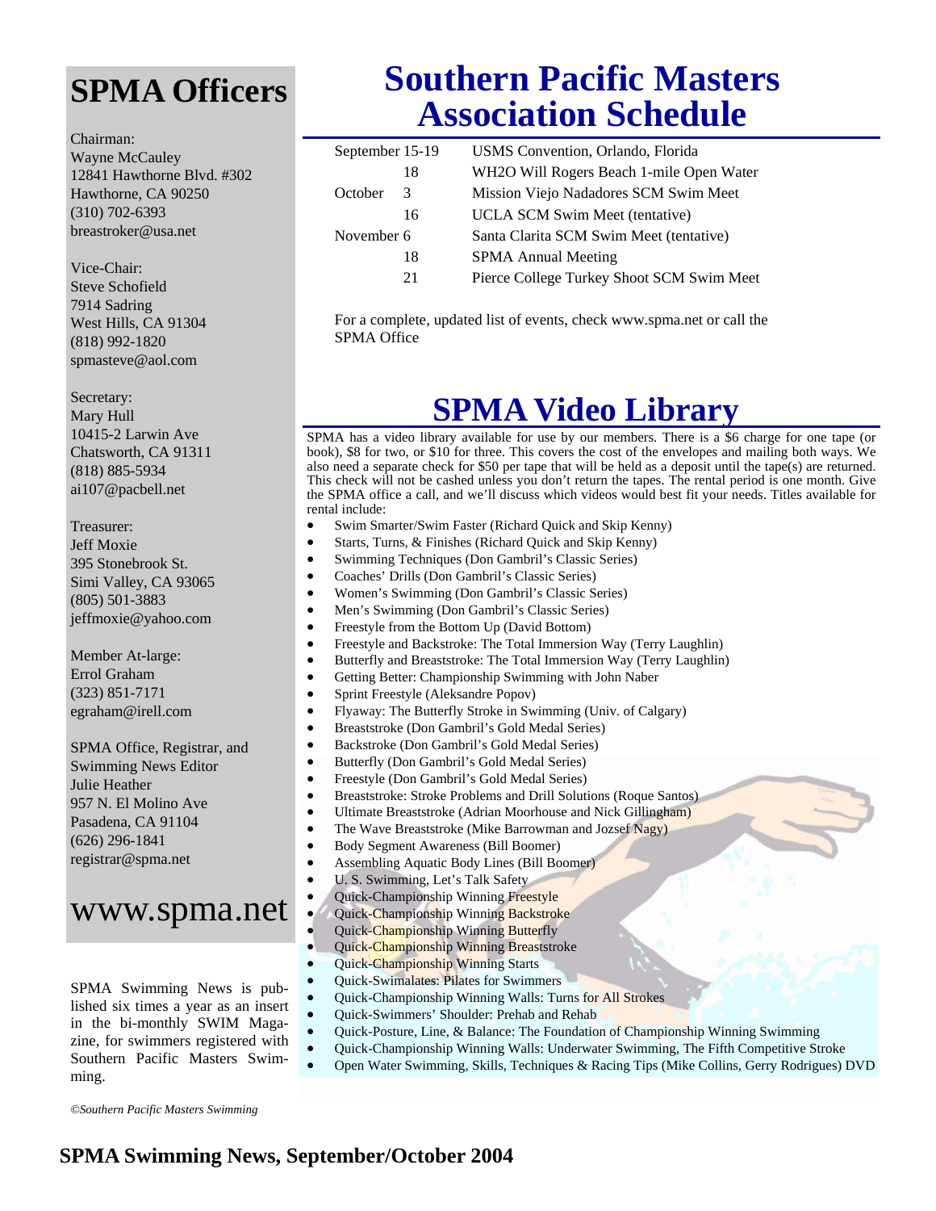# SPMA Officers

Chairman:
Wayne McCauley
12841 Hawthorne Blvd. #302
Hawthorne, CA 90250
(310) 702-6393
breastroker@usa.net

Vice-Chair:
Steve Schofield
7914 Sadring
West Hills, CA 91304
(818) 992-1820
spmasteve@aol.com

Secretary:
Mary Hull
10415-2 Larwin Ave
Chatsworth, CA 91311
(818) 885-5934
ai107@pacbell.net

Treasurer:
Jeff Moxie
395 Stonebrook St.
Simi Valley, CA 93065
(805) 501-3883
jeffmoxie@yahoo.com

Member At-large:
Errol Graham
(323) 851-7171
egraham@irell.com

SPMA Office, Registrar, and Swimming News Editor
Julie Heather
957 N. El Molino Ave
Pasadena, CA 91104
(626) 296-1841
registrar@spma.net

## www.spma.net

SPMA Swimming News is published six times a year as an insert in the bi-monthly SWIM Magazine, for swimmers registered with Southern Pacific Masters Swimming.

*©Southern Pacific Masters Swimming*

# Southern Pacific Masters Association Schedule

| | | |
|---|---|---|
| September | 15-19 | USMS Convention, Orlando, Florida |
| | 18 | WH2O Will Rogers Beach 1-mile Open Water |
| October | 3 | Mission Viejo Nadadores SCM Swim Meet |
| | 16 | UCLA SCM Swim Meet (tentative) |
| November | 6 | Santa Clarita SCM Swim Meet (tentative) |
| | 18 | SPMA Annual Meeting |
| | 21 | Pierce College Turkey Shoot SCM Swim Meet |

For a complete, updated list of events, check www.spma.net or call the SPMA Office

# SPMA Video Library

SPMA has a video library available for use by our members. There is a $6 charge for one tape (or book), $8 for two, or $10 for three. This covers the cost of the envelopes and mailing both ways. We also need a separate check for $50 per tape that will be held as a deposit until the tape(s) are returned. This check will not be cashed unless you don't return the tapes. The rental period is one month. Give the SPMA office a call, and we'll discuss which videos would best fit your needs. Titles available for rental include:

- Swim Smarter/Swim Faster (Richard Quick and Skip Kenny)
- Starts, Turns, & Finishes (Richard Quick and Skip Kenny)
- Swimming Techniques (Don Gambril's Classic Series)
- Coaches' Drills (Don Gambril's Classic Series)
- Women's Swimming (Don Gambril's Classic Series)
- Men's Swimming (Don Gambril's Classic Series)
- Freestyle from the Bottom Up (David Bottom)
- Freestyle and Backstroke: The Total Immersion Way (Terry Laughlin)
- Butterfly and Breaststroke: The Total Immersion Way (Terry Laughlin)
- Getting Better: Championship Swimming with John Naber
- Sprint Freestyle (Aleksandre Popov)
- Flyaway: The Butterfly Stroke in Swimming (Univ. of Calgary)
- Breaststroke (Don Gambril's Gold Medal Series)
- Backstroke (Don Gambril's Gold Medal Series)
- Butterfly (Don Gambril's Gold Medal Series)
- Freestyle (Don Gambril's Gold Medal Series)
- Breaststroke: Stroke Problems and Drill Solutions (Roque Santos)
- Ultimate Breaststroke (Adrian Moorhouse and Nick Gillingham)
- The Wave Breaststroke (Mike Barrowman and Jozsef Nagy)
- Body Segment Awareness (Bill Boomer)
- Assembling Aquatic Body Lines (Bill Boomer)
- U. S. Swimming, Let's Talk Safety
- Quick-Championship Winning Freestyle
- Quick-Championship Winning Backstroke
- Quick-Championship Winning Butterfly
- Quick-Championship Winning Breaststroke
- Quick-Championship Winning Starts
- Quick-Swimalates: Pilates for Swimmers
- Quick-Championship Winning Walls: Turns for All Strokes
- Quick-Swimmers' Shoulder: Prehab and Rehab
- Quick-Posture, Line, & Balance: The Foundation of Championship Winning Swimming
- Quick-Championship Winning Walls: Underwater Swimming, The Fifth Competitive Stroke
- Open Water Swimming, Skills, Techniques & Racing Tips (Mike Collins, Gerry Rodrigues) DVD

**SPMA Swimming News, September/October 2004**